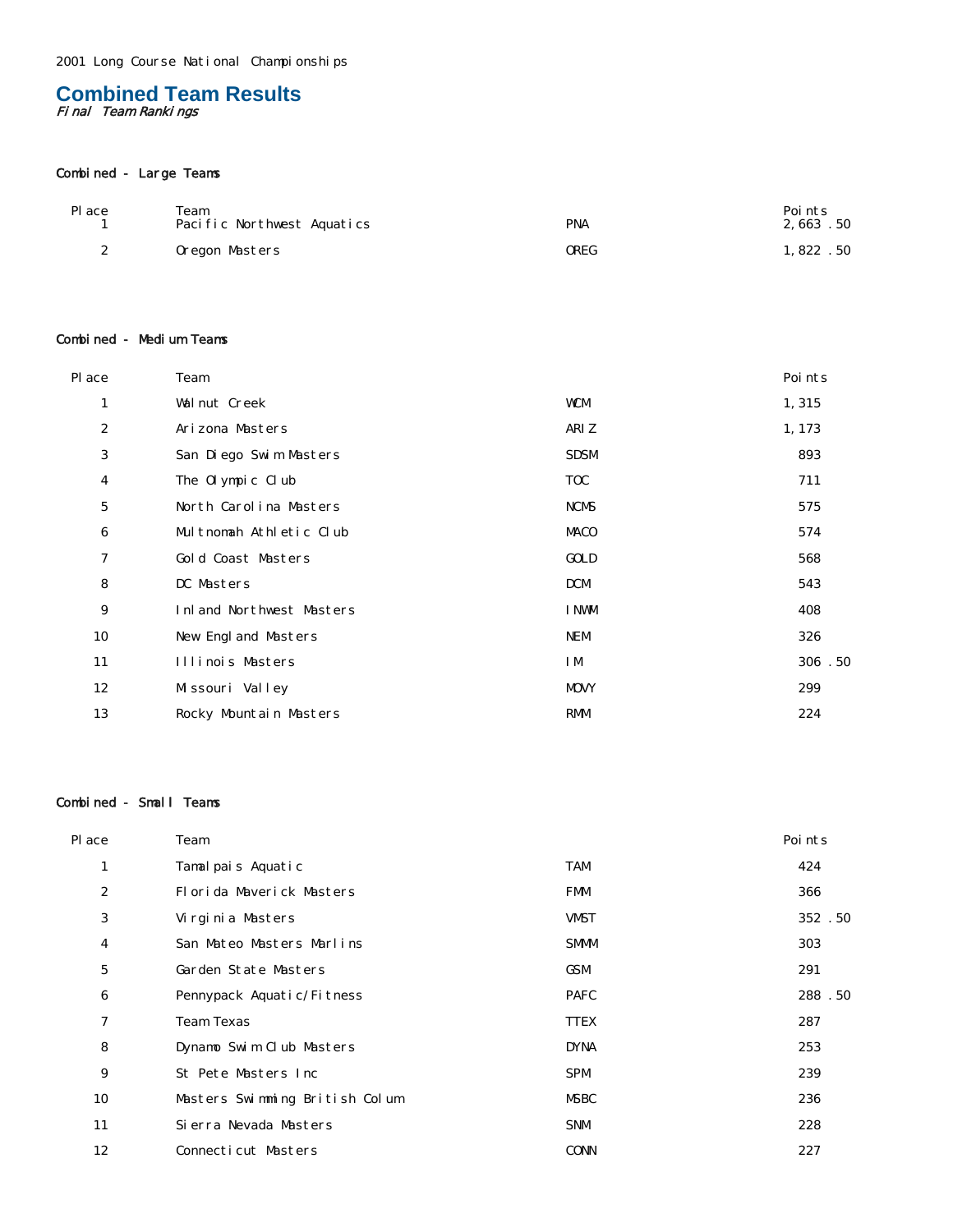2001 Long Course National Championships

# Combined Team Results

*Final Team Rankings*

### Combined - Large Teams

| Place | Team | | Points |
|---|---|---|---|
| 1 | Pacific Northwest Aquatics | PNA | 2,663 .50 |
| 2 | Oregon Masters | OREG | 1,822 .50 |

### Combined - Medium Teams

| Place | Team | | Points |
|---|---|---|---|
| 1 | Walnut Creek | WCM | 1,315 |
| 2 | Arizona Masters | ARIZ | 1,173 |
| 3 | San Diego Swim Masters | SDSM | 893 |
| 4 | The Olympic Club | TOC | 711 |
| 5 | North Carolina Masters | NCMS | 575 |
| 6 | Multnomah Athletic Club | MACO | 574 |
| 7 | Gold Coast Masters | GOLD | 568 |
| 8 | DC Masters | DCM | 543 |
| 9 | Inland Northwest Masters | INWM | 408 |
| 10 | New England Masters | NEM | 326 |
| 11 | Illinois Masters | IM | 306 .50 |
| 12 | Missouri Valley | MOVY | 299 |
| 13 | Rocky Mountain Masters | RMM | 224 |

### Combined - Small Teams

| Place | Team | | Points |
|---|---|---|---|
| 1 | Tamalpais Aquatic | TAM | 424 |
| 2 | Florida Maverick Masters | FMM | 366 |
| 3 | Virginia Masters | VMST | 352 .50 |
| 4 | San Mateo Masters Marlins | SMMM | 303 |
| 5 | Garden State Masters | GSM | 291 |
| 6 | Pennypack Aquatic/Fitness | PAFC | 288 .50 |
| 7 | Team Texas | TTEX | 287 |
| 8 | Dynamo Swim Club Masters | DYNA | 253 |
| 9 | St Pete Masters Inc | SPM | 239 |
| 10 | Masters Swimming British Colum | MSBC | 236 |
| 11 | Sierra Nevada Masters | SNM | 228 |
| 12 | Connecticut Masters | CONN | 227 |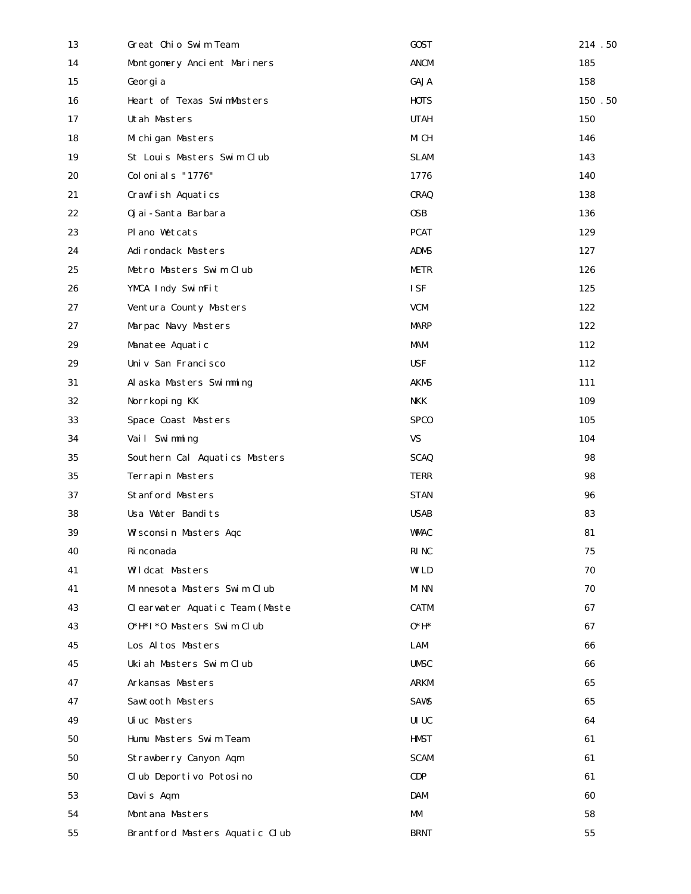| 13 | Great Ohio Swim Team | GOST | 214.50 |
|---|---|---|---|
| 14 | Montgomery Ancient Mariners | ANCM | 185 |
| 15 | Georgia | GAJA | 158 |
| 16 | Heart of Texas SwimMasters | HOTS | 150.50 |
| 17 | Utah Masters | UTAH | 150 |
| 18 | Michigan Masters | MICH | 146 |
| 19 | St Louis Masters Swim Club | SLAM | 143 |
| 20 | Colonials "1776" | 1776 | 140 |
| 21 | Crawfish Aquatics | CRAQ | 138 |
| 22 | Ojai-Santa Barbara | OSB | 136 |
| 23 | Plano Wetcats | PCAT | 129 |
| 24 | Adirondack Masters | ADMS | 127 |
| 25 | Metro Masters Swim Club | METR | 126 |
| 26 | YMCA Indy SwimFit | ISF | 125 |
| 27 | Ventura County Masters | VCM | 122 |
| 27 | Marpac Navy Masters | MARP | 122 |
| 29 | Manatee Aquatic | MAM | 112 |
| 29 | Univ San Francisco | USF | 112 |
| 31 | Alaska Masters Swimming | AKMS | 111 |
| 32 | Norrkoping KK | NKK | 109 |
| 33 | Space Coast Masters | SPCO | 105 |
| 34 | Vail Swimming | VS | 104 |
| 35 | Southern Cal Aquatics Masters | SCAQ | 98 |
| 35 | Terrapin Masters | TERR | 98 |
| 37 | Stanford Masters | STAN | 96 |
| 38 | Usa Water Bandits | USAB | 83 |
| 39 | Wisconsin Masters Aqc | WMAC | 81 |
| 40 | Rinconada | RINC | 75 |
| 41 | Wildcat Masters | WILD | 70 |
| 41 | Minnesota Masters Swim Club | MINN | 70 |
| 43 | Clearwater Aquatic Team (Maste | CATM | 67 |
| 43 | O*H*I*O Masters Swim Club | O*H* | 67 |
| 45 | Los Altos Masters | LAM | 66 |
| 45 | Ukiah Masters Swim Club | UMSC | 66 |
| 47 | Arkansas Masters | ARKM | 65 |
| 47 | Sawtooth Masters | SAWS | 65 |
| 49 | Uiuc Masters | UIUC | 64 |
| 50 | Humu Masters Swim Team | HMST | 61 |
| 50 | Strawberry Canyon Aqm | SCAM | 61 |
| 50 | Club Deportivo Potosino | CDP | 61 |
| 53 | Davis Aqm | DAM | 60 |
| 54 | Montana Masters | MM | 58 |
| 55 | Brantford Masters Aquatic Club | BRNT | 55 |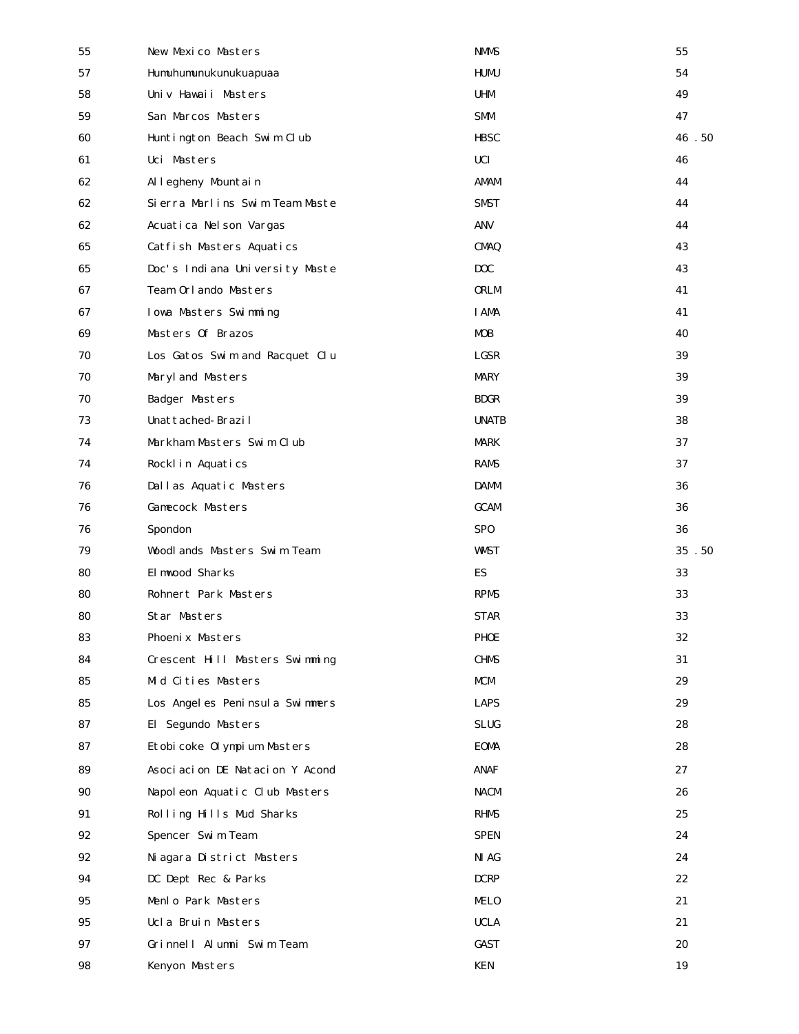| | | | |
|---|---|---|---|
| 55 | New Mexico Masters | NMMS | 55 |
| 57 | Humuhumunukunukuapuaa | HUMU | 54 |
| 58 | Univ Hawaii Masters | UHM | 49 |
| 59 | San Marcos Masters | SMM | 47 |
| 60 | Huntington Beach Swim Club | HBSC | 46.50 |
| 61 | Uci Masters | UCI | 46 |
| 62 | Allegheny Mountain | AMAM | 44 |
| 62 | Sierra Marlins Swim Team Maste | SMST | 44 |
| 62 | Acuatica Nelson Vargas | ANV | 44 |
| 65 | Catfish Masters Aquatics | CMAQ | 43 |
| 65 | Doc's Indiana University Maste | DOC | 43 |
| 67 | Team Orlando Masters | ORLM | 41 |
| 67 | Iowa Masters Swimming | IAMA | 41 |
| 69 | Masters Of Brazos | MOB | 40 |
| 70 | Los Gatos Swim and Racquet Clu | LGSR | 39 |
| 70 | Maryland Masters | MARY | 39 |
| 70 | Badger Masters | BDGR | 39 |
| 73 | Unattached-Brazil | UNATB | 38 |
| 74 | Markham Masters Swim Club | MARK | 37 |
| 74 | Rocklin Aquatics | RAMS | 37 |
| 76 | Dallas Aquatic Masters | DAMM | 36 |
| 76 | Gamecock Masters | GCAM | 36 |
| 76 | Spondon | SPO | 36 |
| 79 | Woodlands Masters Swim Team | WMST | 35.50 |
| 80 | Elmwood Sharks | ES | 33 |
| 80 | Rohnert Park Masters | RPMS | 33 |
| 80 | Star Masters | STAR | 33 |
| 83 | Phoenix Masters | PHOE | 32 |
| 84 | Crescent Hill Masters Swimming | CHMS | 31 |
| 85 | Mid Cities Masters | MCM | 29 |
| 85 | Los Angeles Peninsula Swimmers | LAPS | 29 |
| 87 | El Segundo Masters | SLUG | 28 |
| 87 | Etobicoke Olympium Masters | EOMA | 28 |
| 89 | Asociacion DE Natacion Y Acond | ANAF | 27 |
| 90 | Napoleon Aquatic Club Masters | NACM | 26 |
| 91 | Rolling Hills Mud Sharks | RHMS | 25 |
| 92 | Spencer Swim Team | SPEN | 24 |
| 92 | Niagara District Masters | NIAG | 24 |
| 94 | DC Dept Rec & Parks | DCRP | 22 |
| 95 | Menlo Park Masters | MELO | 21 |
| 95 | Ucla Bruin Masters | UCLA | 21 |
| 97 | Grinnell Alumni Swim Team | GAST | 20 |
| 98 | Kenyon Masters | KEN | 19 |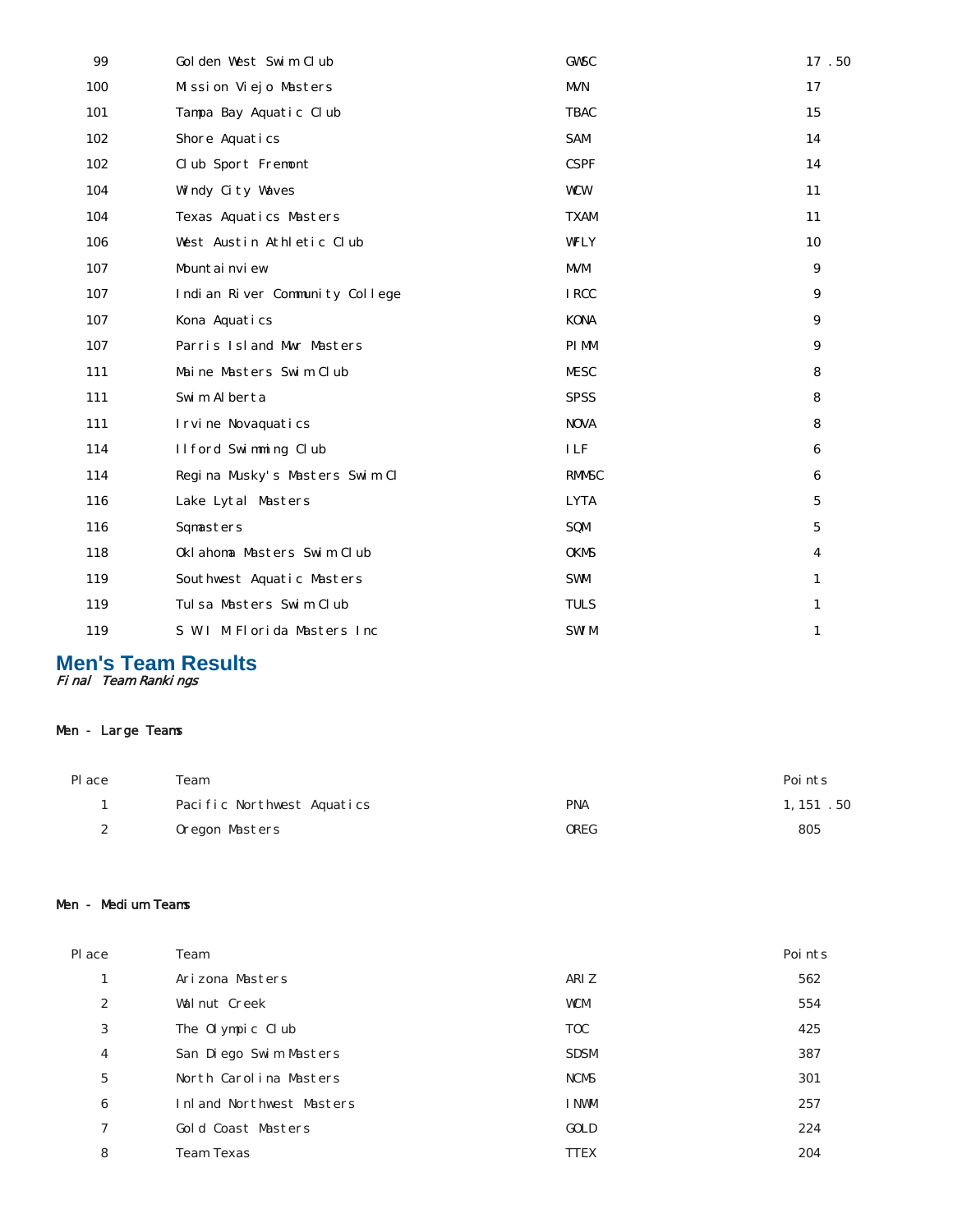| | | | |
|---|---|---|---|
| 99 | Golden West Swim Club | GWSC | 17.50 |
| 100 | Mission Viejo Masters | MVN | 17 |
| 101 | Tampa Bay Aquatic Club | TBAC | 15 |
| 102 | Shore Aquatics | SAM | 14 |
| 102 | Club Sport Fremont | CSPF | 14 |
| 104 | Windy City Waves | WCW | 11 |
| 104 | Texas Aquatics Masters | TXAM | 11 |
| 106 | West Austin Athletic Club | WFLY | 10 |
| 107 | Mountainview | MVM | 9 |
| 107 | Indian River Community College | IRCC | 9 |
| 107 | Kona Aquatics | KONA | 9 |
| 107 | Parris Island Mwr Masters | PIMM | 9 |
| 111 | Maine Masters Swim Club | MESC | 8 |
| 111 | Swim Alberta | SPSS | 8 |
| 111 | Irvine Novaquatics | NOVA | 8 |
| 114 | Ilford Swimming Club | ILF | 6 |
| 114 | Regina Musky's Masters Swim Cl | RMMSC | 6 |
| 116 | Lake Lytal Masters | LYTA | 5 |
| 116 | Sqmasters | SQM | 5 |
| 118 | Oklahoma Masters Swim Club | OKMS | 4 |
| 119 | Southwest Aquatic Masters | SWM | 1 |
| 119 | Tulsa Masters Swim Club | TULS | 1 |
| 119 | S W I M Florida Masters Inc | SWIM | 1 |

## Men's Team Results

*Final Team Rankings*

### Men - Large Teams

| Place | Team | | Points |
|---|---|---|---|
| 1 | Pacific Northwest Aquatics | PNA | 1,151.50 |
| 2 | Oregon Masters | OREG | 805 |

### Men - Medium Teams

| Place | Team | | Points |
|---|---|---|---|
| 1 | Arizona Masters | ARIZ | 562 |
| 2 | Walnut Creek | WCM | 554 |
| 3 | The Olympic Club | TOC | 425 |
| 4 | San Diego Swim Masters | SDSM | 387 |
| 5 | North Carolina Masters | NCMS | 301 |
| 6 | Inland Northwest Masters | INWM | 257 |
| 7 | Gold Coast Masters | GOLD | 224 |
| 8 | Team Texas | TTEX | 204 |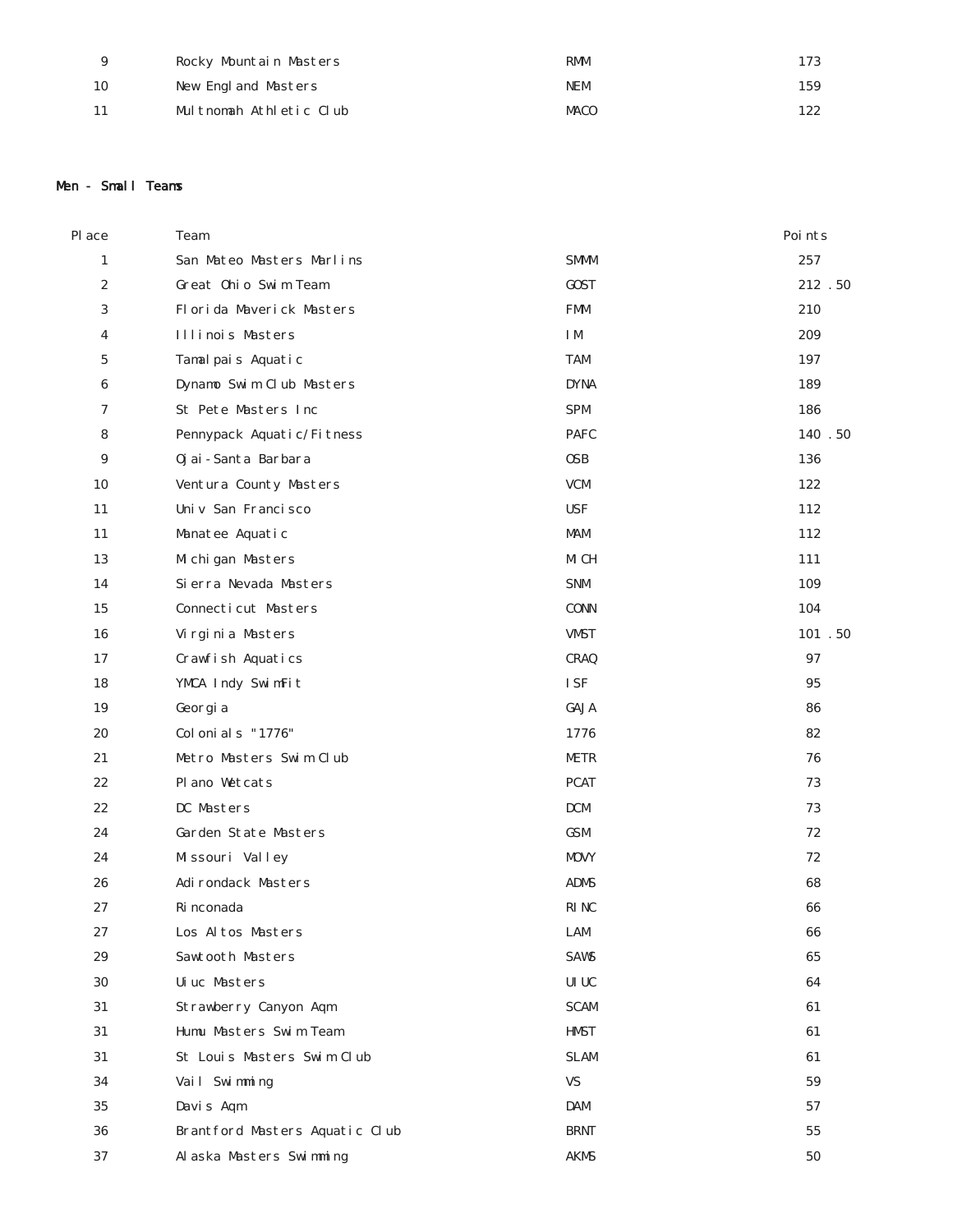| 9 | Rocky Mountain Masters | RMM | 173 |
|---|---|---|---|
| 10 | New England Masters | NEM | 159 |
| 11 | Multnomah Athletic Club | MACO | 122 |

## Men - Small Teams

| Place | Team | | Points |
|---|---|---|---|
| 1 | San Mateo Masters Marlins | SMMM | 257 |
| 2 | Great Ohio Swim Team | GOST | 212.50 |
| 3 | Florida Maverick Masters | FMM | 210 |
| 4 | Illinois Masters | IM | 209 |
| 5 | Tamalpais Aquatic | TAM | 197 |
| 6 | Dynamo Swim Club Masters | DYNA | 189 |
| 7 | St Pete Masters Inc | SPM | 186 |
| 8 | Pennypack Aquatic/Fitness | PAFC | 140.50 |
| 9 | Ojai-Santa Barbara | OSB | 136 |
| 10 | Ventura County Masters | VCM | 122 |
| 11 | Univ San Francisco | USF | 112 |
| 11 | Manatee Aquatic | MAM | 112 |
| 13 | Michigan Masters | MICH | 111 |
| 14 | Sierra Nevada Masters | SNM | 109 |
| 15 | Connecticut Masters | CONN | 104 |
| 16 | Virginia Masters | VMST | 101.50 |
| 17 | Crawfish Aquatics | CRAQ | 97 |
| 18 | YMCA Indy SwimFit | ISF | 95 |
| 19 | Georgia | GAJA | 86 |
| 20 | Colonials "1776" | 1776 | 82 |
| 21 | Metro Masters Swim Club | METR | 76 |
| 22 | Plano Wetcats | PCAT | 73 |
| 22 | DC Masters | DCM | 73 |
| 24 | Garden State Masters | GSM | 72 |
| 24 | Missouri Valley | MOVY | 72 |
| 26 | Adirondack Masters | ADMS | 68 |
| 27 | Rinconada | RINC | 66 |
| 27 | Los Altos Masters | LAM | 66 |
| 29 | Sawtooth Masters | SAWS | 65 |
| 30 | Uiuc Masters | UIUC | 64 |
| 31 | Strawberry Canyon Aqm | SCAM | 61 |
| 31 | Humu Masters Swim Team | HMST | 61 |
| 31 | St Louis Masters Swim Club | SLAM | 61 |
| 34 | Vail Swimming | VS | 59 |
| 35 | Davis Aqm | DAM | 57 |
| 36 | Brantford Masters Aquatic Club | BRNT | 55 |
| 37 | Alaska Masters Swimming | AKMS | 50 |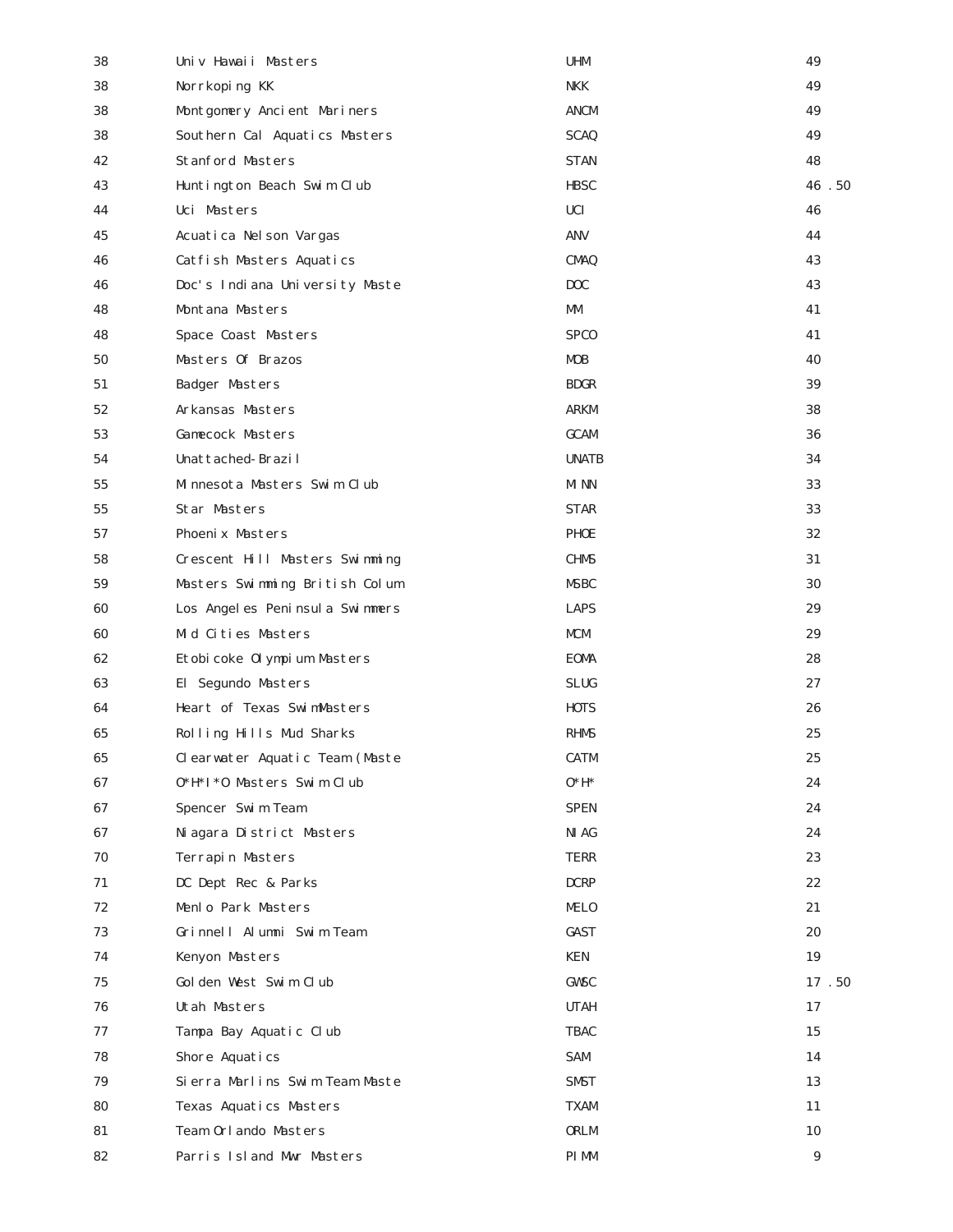| | | | |
|---|---|---|---|
| 38 | Univ Hawaii Masters | UHM | 49 |
| 38 | Norrkoping KK | NKK | 49 |
| 38 | Montgomery Ancient Mariners | ANCM | 49 |
| 38 | Southern Cal Aquatics Masters | SCAQ | 49 |
| 42 | Stanford Masters | STAN | 48 |
| 43 | Huntington Beach Swim Club | HBSC | 46.50 |
| 44 | Uci Masters | UCI | 46 |
| 45 | Acuatica Nelson Vargas | ANV | 44 |
| 46 | Catfish Masters Aquatics | CMAQ | 43 |
| 46 | Doc's Indiana University Maste | DOC | 43 |
| 48 | Montana Masters | MM | 41 |
| 48 | Space Coast Masters | SPCO | 41 |
| 50 | Masters Of Brazos | MOB | 40 |
| 51 | Badger Masters | BDGR | 39 |
| 52 | Arkansas Masters | ARKM | 38 |
| 53 | Gamecock Masters | GCAM | 36 |
| 54 | Unattached-Brazil | UNATB | 34 |
| 55 | Minnesota Masters Swim Club | MINN | 33 |
| 55 | Star Masters | STAR | 33 |
| 57 | Phoenix Masters | PHOE | 32 |
| 58 | Crescent Hill Masters Swimming | CHMS | 31 |
| 59 | Masters Swimming British Colum | MSBC | 30 |
| 60 | Los Angeles Peninsula Swimmers | LAPS | 29 |
| 60 | Mid Cities Masters | MCM | 29 |
| 62 | Etobicoke Olympium Masters | EOMA | 28 |
| 63 | El Segundo Masters | SLUG | 27 |
| 64 | Heart of Texas SwimMasters | HOTS | 26 |
| 65 | Rolling Hills Mud Sharks | RHMS | 25 |
| 65 | Clearwater Aquatic Team (Maste | CATM | 25 |
| 67 | O*H*I*O Masters Swim Club | O*H* | 24 |
| 67 | Spencer Swim Team | SPEN | 24 |
| 67 | Niagara District Masters | NIAG | 24 |
| 70 | Terrapin Masters | TERR | 23 |
| 71 | DC Dept Rec & Parks | DCRP | 22 |
| 72 | Menlo Park Masters | MELO | 21 |
| 73 | Grinnell Alumni Swim Team | GAST | 20 |
| 74 | Kenyon Masters | KEN | 19 |
| 75 | Golden West Swim Club | GWSC | 17.50 |
| 76 | Utah Masters | UTAH | 17 |
| 77 | Tampa Bay Aquatic Club | TBAC | 15 |
| 78 | Shore Aquatics | SAM | 14 |
| 79 | Sierra Marlins Swim Team Maste | SMST | 13 |
| 80 | Texas Aquatics Masters | TXAM | 11 |
| 81 | Team Orlando Masters | ORLM | 10 |
| 82 | Parris Island Mwr Masters | PIMM | 9 |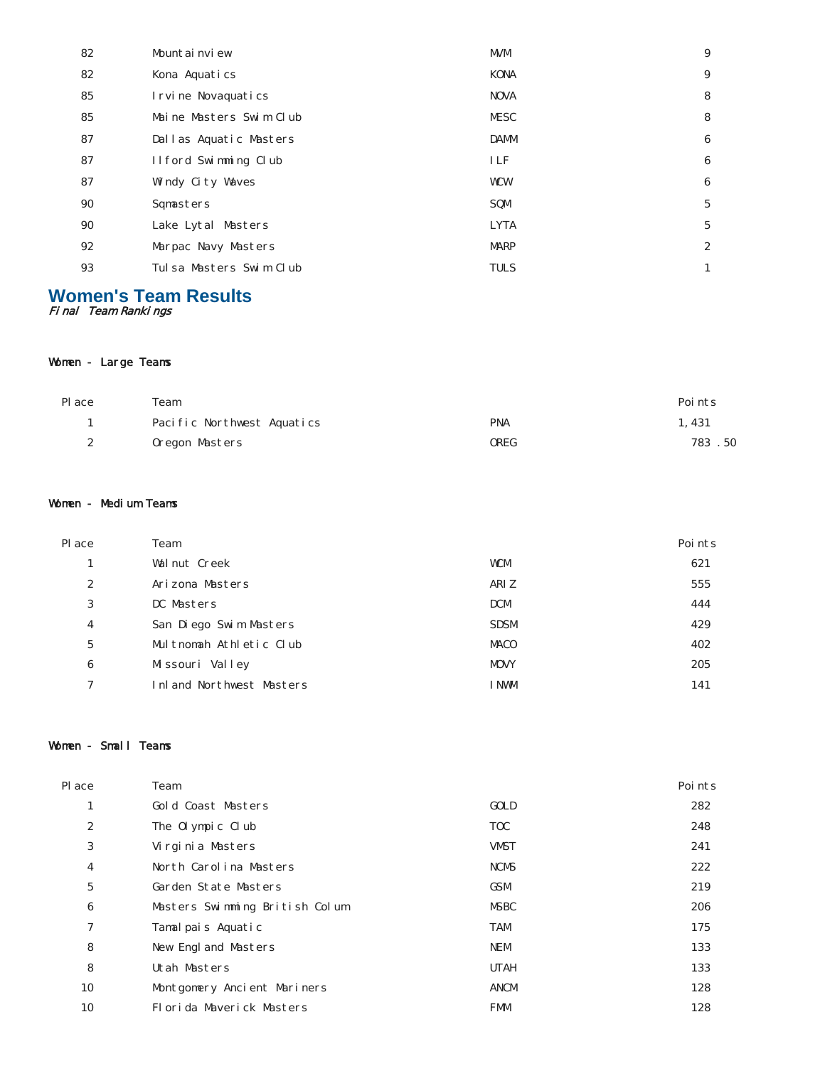| | | | |
|---|---|---|---|
| 82 | Mountainview | MVM | 9 |
| 82 | Kona Aquatics | KONA | 9 |
| 85 | Irvine Novaquatics | NOVA | 8 |
| 85 | Maine Masters Swim Club | MESC | 8 |
| 87 | Dallas Aquatic Masters | DAMM | 6 |
| 87 | Ilford Swimming Club | ILF | 6 |
| 87 | Windy City Waves | WCW | 6 |
| 90 | Sqmasters | SQM | 5 |
| 90 | Lake Lytal Masters | LYTA | 5 |
| 92 | Marpac Navy Masters | MARP | 2 |
| 93 | Tulsa Masters Swim Club | TULS | 1 |

## Women's Team Results

*Final Team Rankings*

### Women - Large Teams

| Place | Team | | Points |
|---|---|---|---|
| 1 | Pacific Northwest Aquatics | PNA | 1,431 |
| 2 | Oregon Masters | OREG | 783.50 |

### Women - Medium Teams

| Place | Team | | Points |
|---|---|---|---|
| 1 | Walnut Creek | WCM | 621 |
| 2 | Arizona Masters | ARIZ | 555 |
| 3 | DC Masters | DCM | 444 |
| 4 | San Diego Swim Masters | SDSM | 429 |
| 5 | Multnomah Athletic Club | MACO | 402 |
| 6 | Missouri Valley | MOVY | 205 |
| 7 | Inland Northwest Masters | INWM | 141 |

### Women - Small Teams

| Place | Team | | Points |
|---|---|---|---|
| 1 | Gold Coast Masters | GOLD | 282 |
| 2 | The Olympic Club | TOC | 248 |
| 3 | Virginia Masters | VMST | 241 |
| 4 | North Carolina Masters | NCMS | 222 |
| 5 | Garden State Masters | GSM | 219 |
| 6 | Masters Swimming British Colum | MSBC | 206 |
| 7 | Tamalpais Aquatic | TAM | 175 |
| 8 | New England Masters | NEM | 133 |
| 8 | Utah Masters | UTAH | 133 |
| 10 | Montgomery Ancient Mariners | ANCM | 128 |
| 10 | Florida Maverick Masters | FMM | 128 |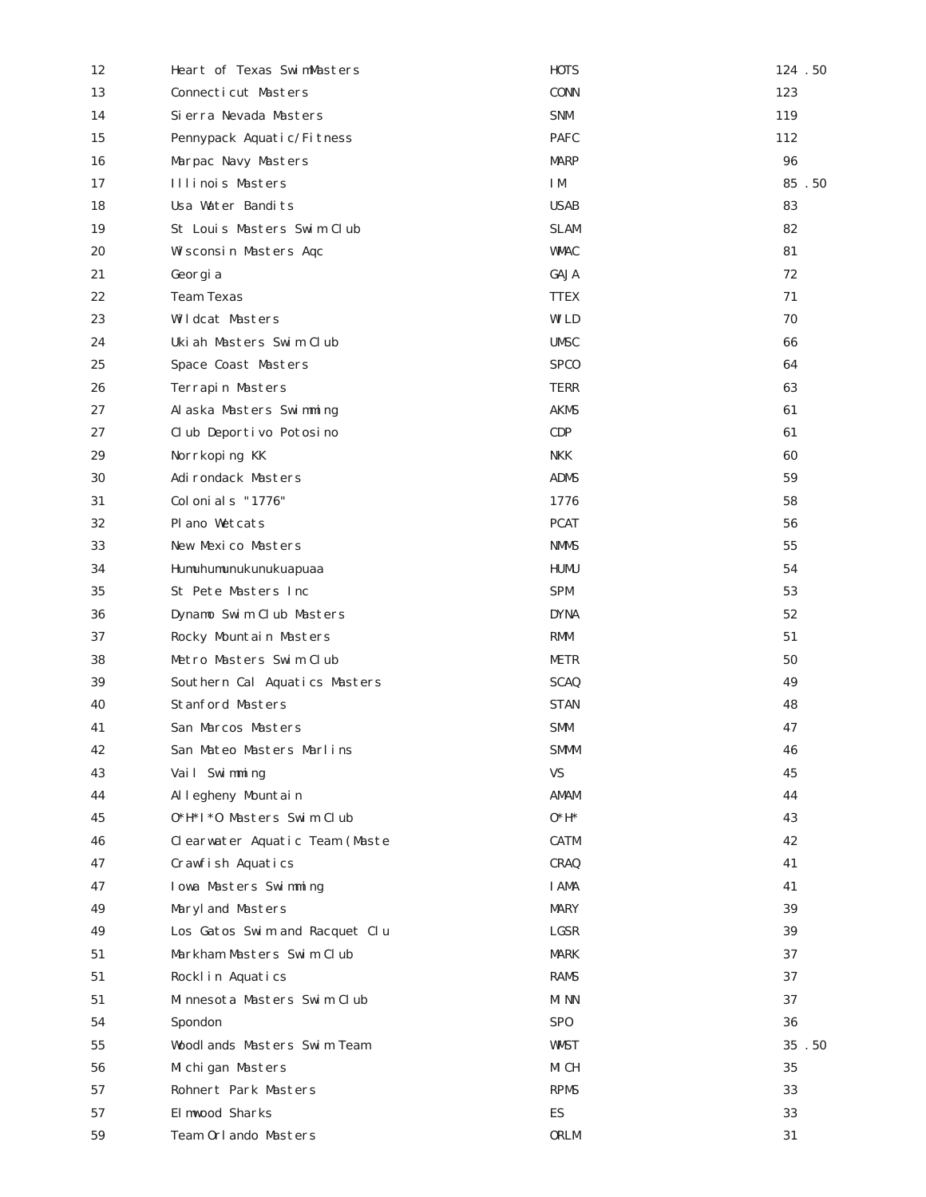| | | | |
|---|---|---|---|
| 12 | Heart of Texas SwimMasters | HOTS | 124.50 |
| 13 | Connecticut Masters | CONN | 123 |
| 14 | Sierra Nevada Masters | SNM | 119 |
| 15 | Pennypack Aquatic/Fitness | PAFC | 112 |
| 16 | Marpac Navy Masters | MARP | 96 |
| 17 | Illinois Masters | IM | 85.50 |
| 18 | Usa Water Bandits | USAB | 83 |
| 19 | St Louis Masters Swim Club | SLAM | 82 |
| 20 | Wisconsin Masters Aqc | WMAC | 81 |
| 21 | Georgia | GAJA | 72 |
| 22 | Team Texas | TTEX | 71 |
| 23 | Wildcat Masters | WILD | 70 |
| 24 | Ukiah Masters Swim Club | UMSC | 66 |
| 25 | Space Coast Masters | SPCO | 64 |
| 26 | Terrapin Masters | TERR | 63 |
| 27 | Alaska Masters Swimming | AKMS | 61 |
| 27 | Club Deportivo Potosino | CDP | 61 |
| 29 | Norrkoping KK | NKK | 60 |
| 30 | Adirondack Masters | ADMS | 59 |
| 31 | Colonials "1776" | 1776 | 58 |
| 32 | Plano Wetcats | PCAT | 56 |
| 33 | New Mexico Masters | NMMS | 55 |
| 34 | Humuhumunukunukuapuaa | HUMU | 54 |
| 35 | St Pete Masters Inc | SPM | 53 |
| 36 | Dynamo Swim Club Masters | DYNA | 52 |
| 37 | Rocky Mountain Masters | RMM | 51 |
| 38 | Metro Masters Swim Club | METR | 50 |
| 39 | Southern Cal Aquatics Masters | SCAQ | 49 |
| 40 | Stanford Masters | STAN | 48 |
| 41 | San Marcos Masters | SMM | 47 |
| 42 | San Mateo Masters Marlins | SMMM | 46 |
| 43 | Vail Swimming | VS | 45 |
| 44 | Allegheny Mountain | AMAM | 44 |
| 45 | O*H*I*O Masters Swim Club | O*H* | 43 |
| 46 | Clearwater Aquatic Team (Maste | CATM | 42 |
| 47 | Crawfish Aquatics | CRAQ | 41 |
| 47 | Iowa Masters Swimming | IAMA | 41 |
| 49 | Maryland Masters | MARY | 39 |
| 49 | Los Gatos Swim and Racquet Clu | LGSR | 39 |
| 51 | Markham Masters Swim Club | MARK | 37 |
| 51 | Rocklin Aquatics | RAMS | 37 |
| 51 | Minnesota Masters Swim Club | MINN | 37 |
| 54 | Spondon | SPO | 36 |
| 55 | Woodlands Masters Swim Team | WMST | 35.50 |
| 56 | Michigan Masters | MICH | 35 |
| 57 | Rohnert Park Masters | RPMS | 33 |
| 57 | Elmwood Sharks | ES | 33 |
| 59 | Team Orlando Masters | ORLM | 31 |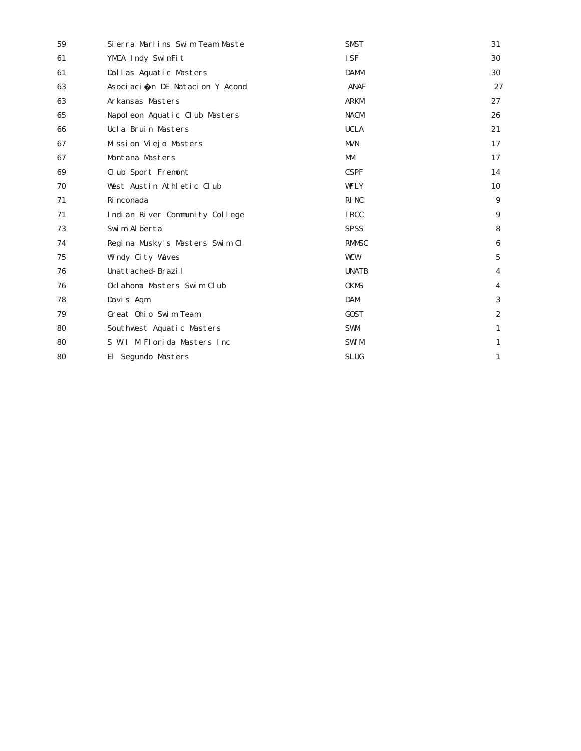| | | | |
|---|---|---|---|
| 59 | Sierra Marlins Swim Team Maste | SMST | 31 |
| 61 | YMCA Indy SwimFit | ISF | 30 |
| 61 | Dallas Aquatic Masters | DAMM | 30 |
| 63 | Asociaci�n DE Natacion Y Acond | ANAF | 27 |
| 63 | Arkansas Masters | ARKM | 27 |
| 65 | Napoleon Aquatic Club Masters | NACM | 26 |
| 66 | Ucla Bruin Masters | UCLA | 21 |
| 67 | Mission Viejo Masters | MVN | 17 |
| 67 | Montana Masters | MM | 17 |
| 69 | Club Sport Fremont | CSPF | 14 |
| 70 | West Austin Athletic Club | WFLY | 10 |
| 71 | Rinconada | RINC | 9 |
| 71 | Indian River Community College | IRCC | 9 |
| 73 | Swim Alberta | SPSS | 8 |
| 74 | Regina Musky's Masters Swim Cl | RMMSC | 6 |
| 75 | Windy City Waves | WCW | 5 |
| 76 | Unattached-Brazil | UNATB | 4 |
| 76 | Oklahoma Masters Swim Club | OKMS | 4 |
| 78 | Davis Aqm | DAM | 3 |
| 79 | Great Ohio Swim Team | GOST | 2 |
| 80 | Southwest Aquatic Masters | SWM | 1 |
| 80 | S W I M Florida Masters Inc | SWIM | 1 |
| 80 | El Segundo Masters | SLUG | 1 |